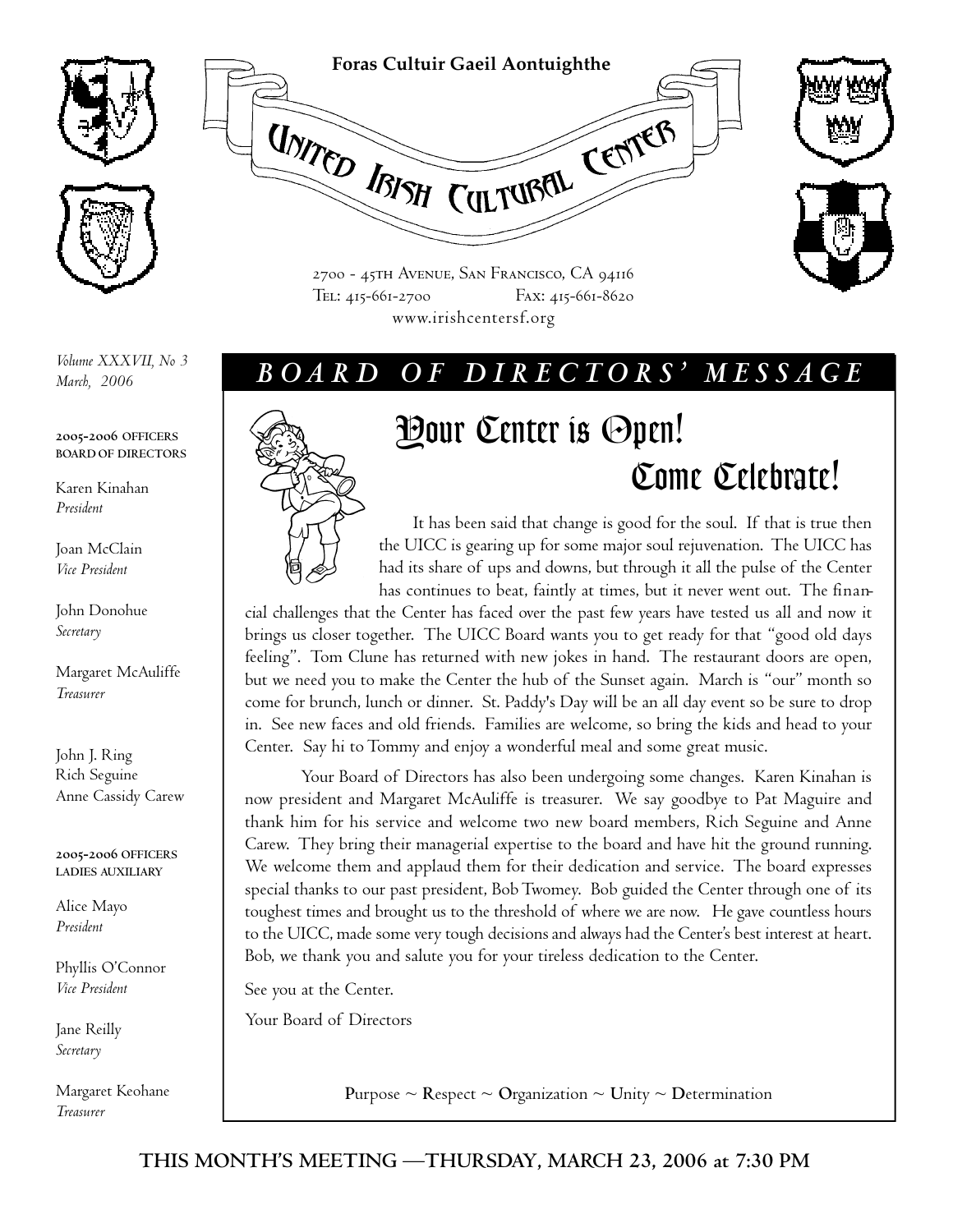**Foras Cultuir Gaeil Aontuighthe**

# United Irish Cultural Center

2700 - 45th Avenue, San Francisco, CA 94116
Tel: 415-661-2700 Fax: 415-661-8620
www.irishcentersf.org

*Volume XXXVII, No 3*
*March, 2006*

**2005-2006 OFFICERS BOARD OF DIRECTORS**

Karen Kinahan
*President*

Joan McClain
*Vice President*

John Donohue
*Secretary*

Margaret McAuliffe
*Treasurer*

John J. Ring
Rich Seguine
Anne Cassidy Carew

**2005-2006 OFFICERS LADIES AUXILIARY**

Alice Mayo
*President*

Phyllis O'Connor
*Vice President*

Jane Reilly
*Secretary*

Margaret Keohane
*Treasurer*

## *BOARD OF DIRECTORS' MESSAGE*

### Your Center is Open! Come Celebrate!

It has been said that change is good for the soul. If that is true then the UICC is gearing up for some major soul rejuvenation. The UICC has had its share of ups and downs, but through it all the pulse of the Center has continues to beat, faintly at times, but it never went out. The financial challenges that the Center has faced over the past few years have tested us all and now it brings us closer together. The UICC Board wants you to get ready for that "good old days feeling". Tom Clune has returned with new jokes in hand. The restaurant doors are open, but we need you to make the Center the hub of the Sunset again. March is "our" month so come for brunch, lunch or dinner. St. Paddy's Day will be an all day event so be sure to drop in. See new faces and old friends. Families are welcome, so bring the kids and head to your Center. Say hi to Tommy and enjoy a wonderful meal and some great music.

Your Board of Directors has also been undergoing some changes. Karen Kinahan is now president and Margaret McAuliffe is treasurer. We say goodbye to Pat Maguire and thank him for his service and welcome two new board members, Rich Seguine and Anne Carew. They bring their managerial expertise to the board and have hit the ground running. We welcome them and applaud them for their dedication and service. The board expresses special thanks to our past president, Bob Twomey. Bob guided the Center through one of its toughest times and brought us to the threshold of where we are now. He gave countless hours to the UICC, made some very tough decisions and always had the Center's best interest at heart. Bob, we thank you and salute you for your tireless dedication to the Center.

See you at the Center.

Your Board of Directors

**P**urpose ~ **R**espect ~ **O**rganization ~ **U**nity ~ **D**etermination

**THIS MONTH'S MEETING —THURSDAY, MARCH 23, 2006 at 7:30 PM**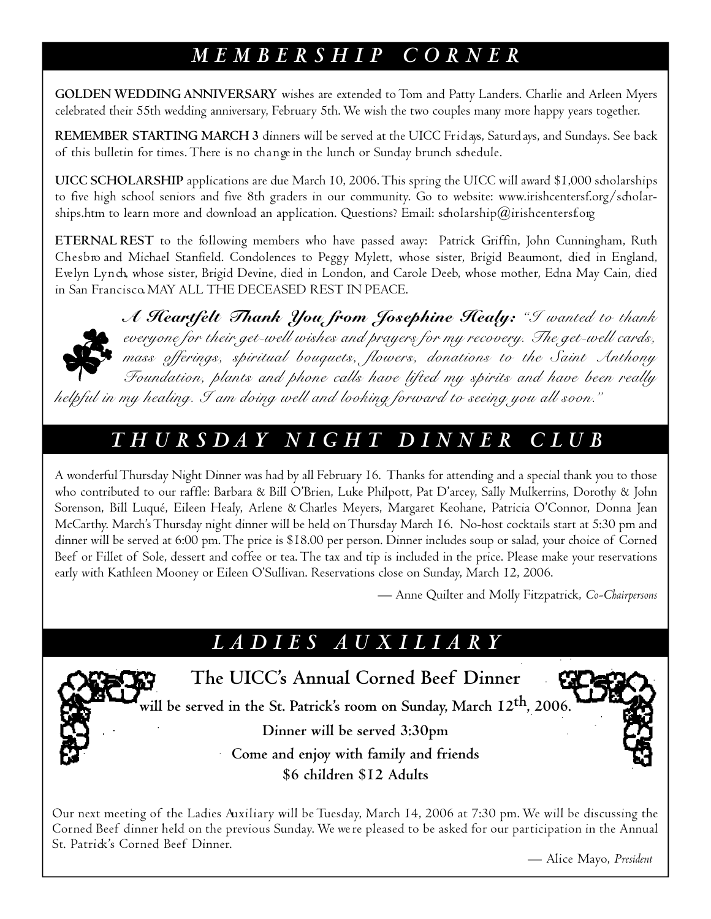## MEMBERSHIP CORNER

**GOLDEN WEDDING ANNIVERSARY** wishes are extended to Tom and Patty Landers. Charlie and Arleen Myers celebrated their 55th wedding anniversary, February 5th. We wish the two couples many more happy years together.

**REMEMBER STARTING MARCH 3** dinners will be served at the UICC Fridays, Saturdays, and Sundays. See back of this bulletin for times. There is no change in the lunch or Sunday brunch schedule.

**UICC SCHOLARSHIP** applications are due March 10, 2006. This spring the UICC will award $1,000 scholarships to five high school seniors and five 8th graders in our community. Go to website: www.irishcentersf.org/scholarships.htm to learn more and download an application. Questions? Email: scholarship@irishcentersf.org

**ETERNAL REST** to the following members who have passed away: Patrick Griffin, John Cunningham, Ruth Chesbro and Michael Stanfield. Condolences to Peggy Mylett, whose sister, Brigid Beaumont, died in England, Evelyn Lynch, whose sister, Brigid Devine, died in London, and Carole Deeb, whose mother, Edna May Cain, died in San Francisco. MAY ALL THE DECEASED REST IN PEACE.

***A Heartfelt Thank You from Josephine Healy:*** *"I wanted to thank everyone for their get-well wishes and prayers for my recovery. The get-well cards, mass offerings, spiritual bouquets, flowers, donations to the Saint Anthony Foundation, plants and phone calls have lifted my spirits and have been really helpful in my healing. I am doing well and looking forward to seeing you all soon."*

## THURSDAY NIGHT DINNER CLUB

A wonderful Thursday Night Dinner was had by all February 16. Thanks for attending and a special thank you to those who contributed to our raffle: Barbara & Bill O'Brien, Luke Philpott, Pat D'arcey, Sally Mulkerrins, Dorothy & John Sorenson, Bill Luqué, Eileen Healy, Arlene & Charles Meyers, Margaret Keohane, Patricia O'Connor, Donna Jean McCarthy. March's Thursday night dinner will be held on Thursday March 16. No-host cocktails start at 5:30 pm and dinner will be served at 6:00 pm. The price is $18.00 per person. Dinner includes soup or salad, your choice of Corned Beef or Fillet of Sole, dessert and coffee or tea. The tax and tip is included in the price. Please make your reservations early with Kathleen Mooney or Eileen O'Sullivan. Reservations close on Sunday, March 12, 2006.

— Anne Quilter and Molly Fitzpatrick, *Co-Chairpersons*

## LADIES AUXILIARY

**The UICC's Annual Corned Beef Dinner**

**will be served in the St. Patrick's room on Sunday, March 12th, 2006.**

**Dinner will be served 3:30pm**

**Come and enjoy with family and friends**

**$6 children $12 Adults**

Our next meeting of the Ladies Auxiliary will be Tuesday, March 14, 2006 at 7:30 pm. We will be discussing the Corned Beef dinner held on the previous Sunday. We were pleased to be asked for our participation in the Annual St. Patrick's Corned Beef Dinner.

— Alice Mayo, *President*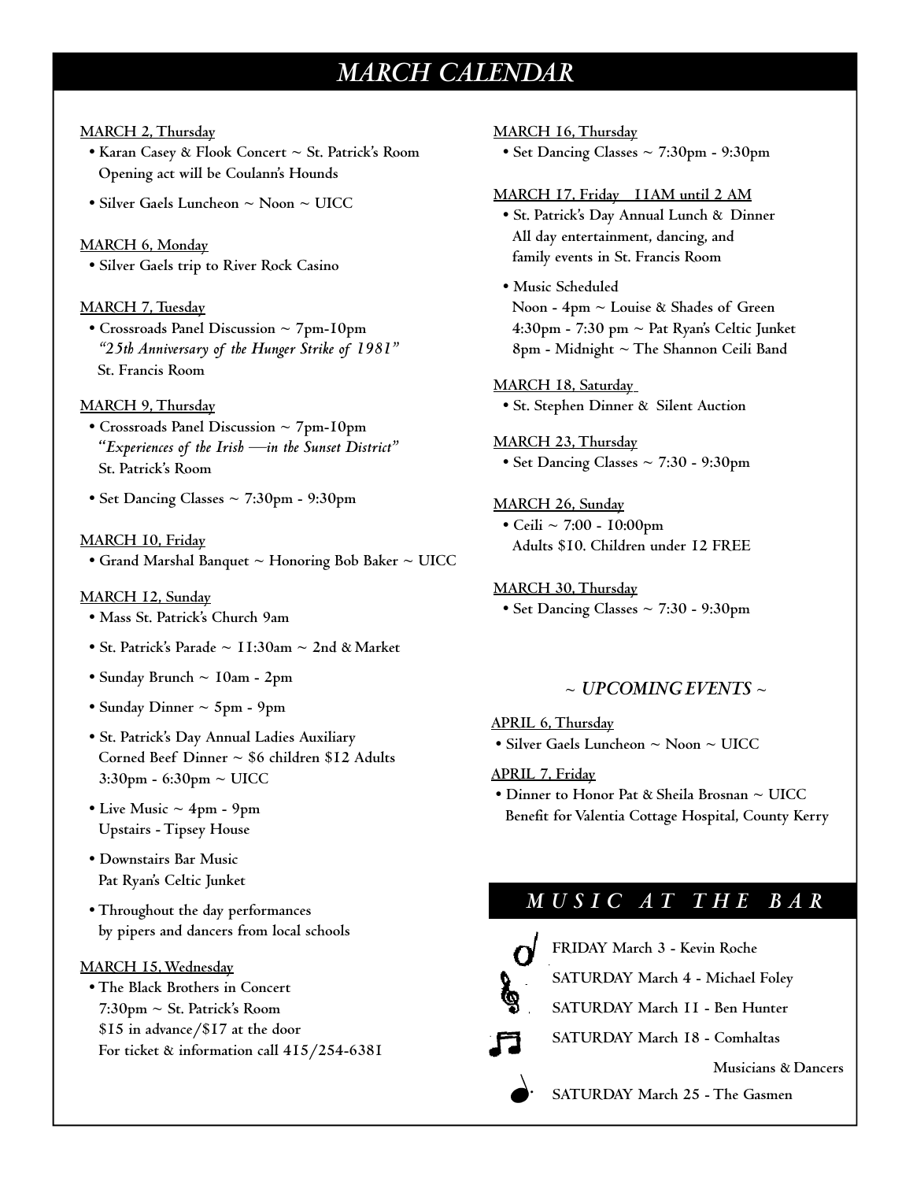# MARCH CALENDAR

**MARCH 2, Thursday**

- Karan Casey & Flook Concert ~ St. Patrick's Room
  Opening act will be Coulann's Hounds
- Silver Gaels Luncheon ~ Noon ~ UICC

**MARCH 6, Monday**

- Silver Gaels trip to River Rock Casino

**MARCH 7, Tuesday**

- Crossroads Panel Discussion ~ 7pm-10pm
  *"25th Anniversary of the Hunger Strike of 1981"*
  St. Francis Room

**MARCH 9, Thursday**

- Crossroads Panel Discussion ~ 7pm-10pm
  *"Experiences of the Irish —in the Sunset District"*
  St. Patrick's Room
- Set Dancing Classes ~ 7:30pm - 9:30pm

**MARCH 10, Friday**

- Grand Marshal Banquet ~ Honoring Bob Baker ~ UICC

**MARCH 12, Sunday**

- Mass St. Patrick's Church 9am
- St. Patrick's Parade ~ 11:30am ~ 2nd & Market
- Sunday Brunch ~ 10am - 2pm
- Sunday Dinner ~ 5pm - 9pm
- St. Patrick's Day Annual Ladies Auxiliary
  Corned Beef Dinner ~ $6 children $12 Adults
  3:30pm - 6:30pm ~ UICC
- Live Music ~ 4pm - 9pm
  Upstairs - Tipsey House
- Downstairs Bar Music
  Pat Ryan's Celtic Junket
- Throughout the day performances
  by pipers and dancers from local schools

**MARCH 15, Wednesday**

- The Black Brothers in Concert
  7:30pm ~ St. Patrick's Room
  $15 in advance/$17 at the door
  For ticket & information call 415/254-6381

**MARCH 16, Thursday**

- Set Dancing Classes ~ 7:30pm - 9:30pm

**MARCH 17, Friday   11AM until 2 AM**

- St. Patrick's Day Annual Lunch & Dinner
  All day entertainment, dancing, and
  family events in St. Francis Room
- Music Scheduled
  Noon - 4pm ~ Louise & Shades of Green
  4:30pm - 7:30 pm ~ Pat Ryan's Celtic Junket
  8pm - Midnight ~ The Shannon Ceili Band

**MARCH 18, Saturday**

- St. Stephen Dinner & Silent Auction

**MARCH 23, Thursday**

- Set Dancing Classes ~ 7:30 - 9:30pm

**MARCH 26, Sunday**

- Ceili ~ 7:00 - 10:00pm
  Adults $10. Children under 12 FREE

**MARCH 30, Thursday**

- Set Dancing Classes ~ 7:30 - 9:30pm

## ~ UPCOMING EVENTS ~

**APRIL 6, Thursday**

- Silver Gaels Luncheon ~ Noon ~ UICC

**APRIL 7, Friday**

- Dinner to Honor Pat & Sheila Brosnan ~ UICC
  Benefit for Valentia Cottage Hospital, County Kerry

## MUSIC AT THE BAR

FRIDAY March 3 - Kevin Roche

SATURDAY March 4 - Michael Foley

SATURDAY March 11 - Ben Hunter

SATURDAY March 18 - Comhaltas Musicians & Dancers

SATURDAY March 25 - The Gasmen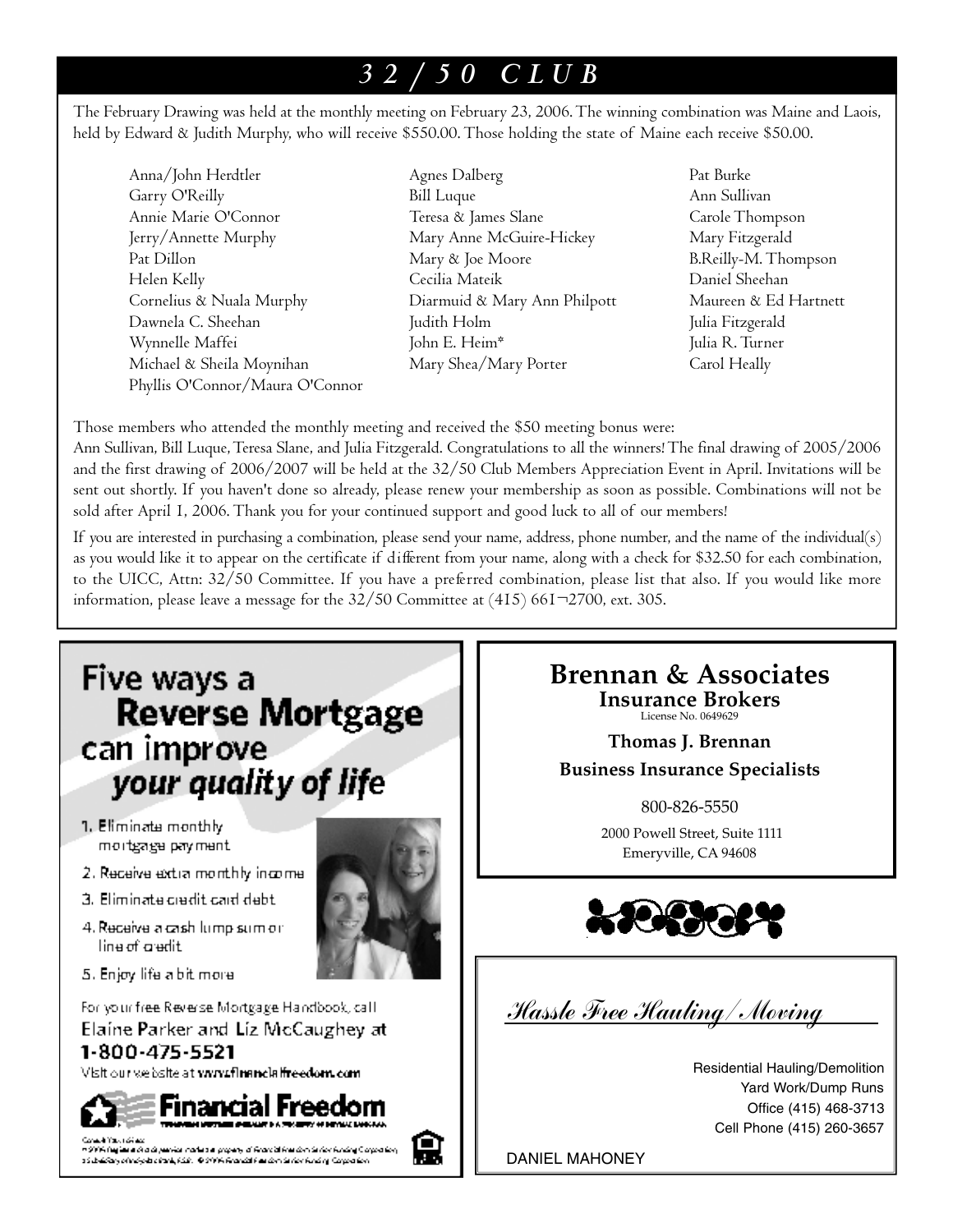# *3 2 / 5 0 C L U B*

The February Drawing was held at the monthly meeting on February 23, 2006. The winning combination was Maine and Laois, held by Edward & Judith Murphy, who will receive $550.00. Those holding the state of Maine each receive $50.00.

- Anna/John Herdtler
- Garry O'Reilly
- Annie Marie O'Connor
- Jerry/Annette Murphy
- Pat Dillon
- Helen Kelly
- Cornelius & Nuala Murphy
- Dawnela C. Sheehan
- Wynnelle Maffei
- Michael & Sheila Moynihan
- Phyllis O'Connor/Maura O'Connor
- Agnes Dalberg
- Bill Luque
- Teresa & James Slane
- Mary Anne McGuire-Hickey
- Mary & Joe Moore
- Cecilia Mateik
- Diarmuid & Mary Ann Philpott
- Judith Holm
- John E. Heim*
- Mary Shea/Mary Porter
- Pat Burke
- Ann Sullivan
- Carole Thompson
- Mary Fitzgerald
- B.Reilly-M. Thompson
- Daniel Sheehan
- Maureen & Ed Hartnett
- Julia Fitzgerald
- Julia R. Turner
- Carol Heally

Those members who attended the monthly meeting and received the $50 meeting bonus were:
Ann Sullivan, Bill Luque, Teresa Slane, and Julia Fitzgerald. Congratulations to all the winners! The final drawing of 2005/2006 and the first drawing of 2006/2007 will be held at the 32/50 Club Members Appreciation Event in April. Invitations will be sent out shortly. If you haven't done so already, please renew your membership as soon as possible. Combinations will not be sold after April 1, 2006. Thank you for your continued support and good luck to all of our members!

If you are interested in purchasing a combination, please send your name, address, phone number, and the name of the individual(s) as you would like it to appear on the certificate if different from your name, along with a check for $32.50 for each combination, to the UICC, Attn: 32/50 Committee. If you have a preferred combination, please list that also. If you would like more information, please leave a message for the 32/50 Committee at (415) 661-2700, ext. 305.

---

## Five ways a Reverse Mortgage can improve *your quality of life*

1. Eliminate monthly mortgage payment
2. Receive extra monthly income
3. Eliminate credit card debt
4. Receive a cash lump sum or line of credit
5. Enjoy life a bit more

For your free Reverse Mortgage Handbook, call
**Elaine Parker and Liz McCaughey at**
**1-800-475-5521**
Visit our website at www.financialfreedom.com

**Financial Freedom**

---

## Brennan & Associates

**Insurance Brokers**
License No. 0649629

**Thomas J. Brennan**

**Business Insurance Specialists**

800-826-5550

2000 Powell Street, Suite 1111
Emeryville, CA 94608

---

*Hassle Free Hauling/Moving*

Residential Hauling/Demolition
Yard Work/Dump Runs
Office (415) 468-3713
Cell Phone (415) 260-3657

DANIEL MAHONEY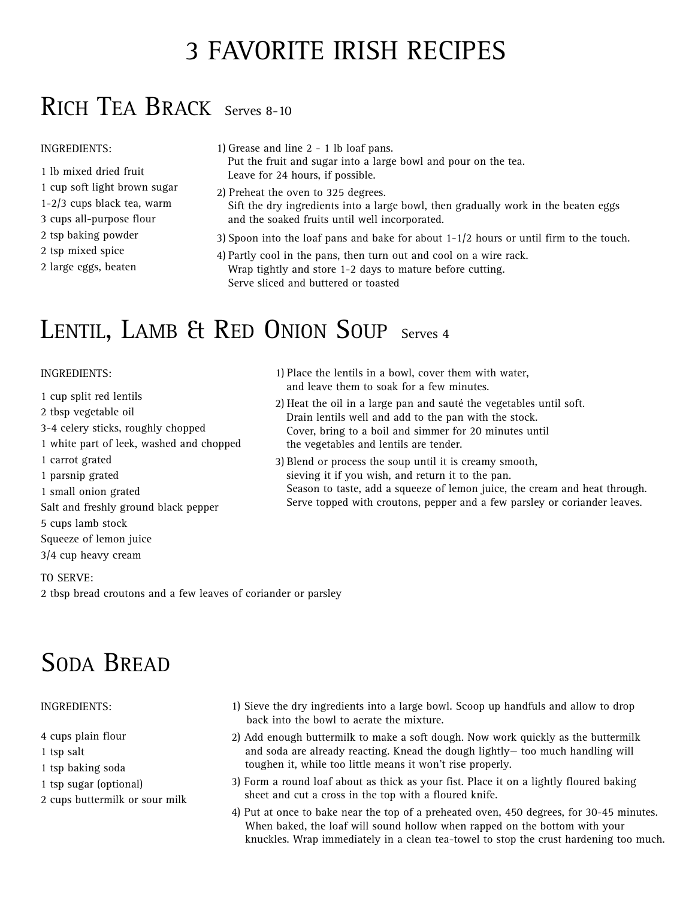# 3 FAVORITE IRISH RECIPES

## Rich Tea Brack Serves 8-10

INGREDIENTS:

1 lb mixed dried fruit
1 cup soft light brown sugar
1-2/3 cups black tea, warm
3 cups all-purpose flour
2 tsp baking powder
2 tsp mixed spice
2 large eggs, beaten

1) Grease and line 2 - 1 lb loaf pans.
   Put the fruit and sugar into a large bowl and pour on the tea.
   Leave for 24 hours, if possible.
2) Preheat the oven to 325 degrees.
   Sift the dry ingredients into a large bowl, then gradually work in the beaten eggs and the soaked fruits until well incorporated.
3) Spoon into the loaf pans and bake for about 1-1/2 hours or until firm to the touch.
4) Partly cool in the pans, then turn out and cool on a wire rack.
   Wrap tightly and store 1-2 days to mature before cutting.
   Serve sliced and buttered or toasted

## Lentil, Lamb & Red Onion Soup Serves 4

INGREDIENTS:

1 cup split red lentils
2 tbsp vegetable oil
3-4 celery sticks, roughly chopped
1 white part of leek, washed and chopped
1 carrot grated
1 parsnip grated
1 small onion grated
Salt and freshly ground black pepper
5 cups lamb stock
Squeeze of lemon juice
3/4 cup heavy cream

TO SERVE:
2 tbsp bread croutons and a few leaves of coriander or parsley

1) Place the lentils in a bowl, cover them with water, and leave them to soak for a few minutes.
2) Heat the oil in a large pan and sauté the vegetables until soft.
   Drain lentils well and add to the pan with the stock.
   Cover, bring to a boil and simmer for 20 minutes until the vegetables and lentils are tender.
3) Blend or process the soup until it is creamy smooth, sieving it if you wish, and return it to the pan.
   Season to taste, add a squeeze of lemon juice, the cream and heat through.
   Serve topped with croutons, pepper and a few parsley or coriander leaves.

## Soda Bread

INGREDIENTS:

4 cups plain flour
1 tsp salt
1 tsp baking soda
1 tsp sugar (optional)
2 cups buttermilk or sour milk

1) Sieve the dry ingredients into a large bowl. Scoop up handfuls and allow to drop back into the bowl to aerate the mixture.
2) Add enough buttermilk to make a soft dough. Now work quickly as the buttermilk and soda are already reacting. Knead the dough lightly— too much handling will toughen it, while too little means it won't rise properly.
3) Form a round loaf about as thick as your fist. Place it on a lightly floured baking sheet and cut a cross in the top with a floured knife.
4) Put at once to bake near the top of a preheated oven, 450 degrees, for 30-45 minutes. When baked, the loaf will sound hollow when rapped on the bottom with your knuckles. Wrap immediately in a clean tea-towel to stop the crust hardening too much.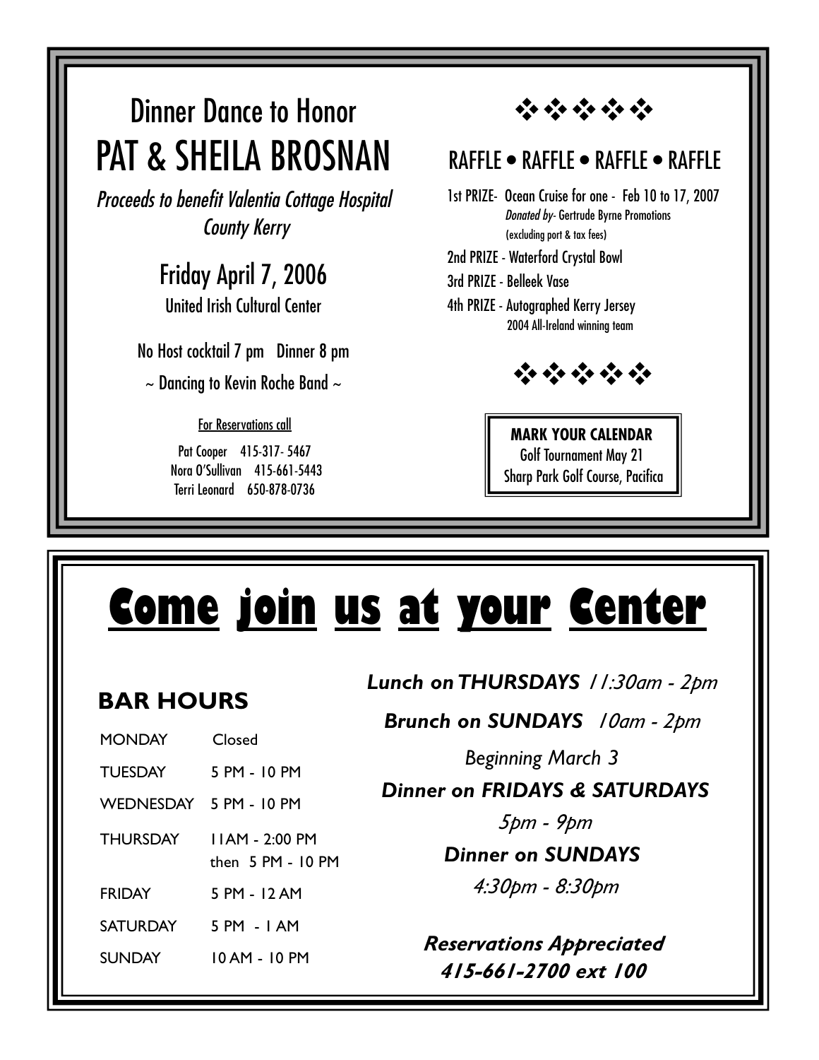# Dinner Dance to Honor
# PAT & SHEILA BROSNAN

*Proceeds to benefit Valentia Cottage Hospital County Kerry*

## Friday April 7, 2006

United Irish Cultural Center

No Host cocktail 7 pm   Dinner 8 pm

~ Dancing to Kevin Roche Band ~

For Reservations call

Pat Cooper   415-317- 5467
Nora O'Sullivan   415-661-5443
Terri Leonard   650-878-0736

## RAFFLE • RAFFLE • RAFFLE • RAFFLE

1st PRIZE- Ocean Cruise for one - Feb 10 to 17, 2007
*Donated by-* Gertrude Byrne Promotions
(excluding port & tax fees)

2nd PRIZE - Waterford Crystal Bowl

3rd PRIZE - Belleek Vase

4th PRIZE - Autographed Kerry Jersey
2004 All-Ireland winning team

**MARK YOUR CALENDAR**
Golf Tournament May 21
Sharp Park Golf Course, Pacifica

# Come join us at your Center

## BAR HOURS

| | |
|---|---|
| MONDAY | Closed |
| TUESDAY | 5 PM - 10 PM |
| WEDNESDAY | 5 PM - 10 PM |
| THURSDAY | 11AM - 2:00 PM then 5 PM - 10 PM |
| FRIDAY | 5 PM - 12 AM |
| SATURDAY | 5 PM - 1 AM |
| SUNDAY | 10 AM - 10 PM |

***Lunch on THURSDAYS*** *11:30am - 2pm*

***Brunch on SUNDAYS*** *10am - 2pm*

*Beginning March 3*

***Dinner on FRIDAYS & SATURDAYS***

*5pm - 9pm*

***Dinner on SUNDAYS***

*4:30pm - 8:30pm*

***Reservations Appreciated***
***415-661-2700 ext 100***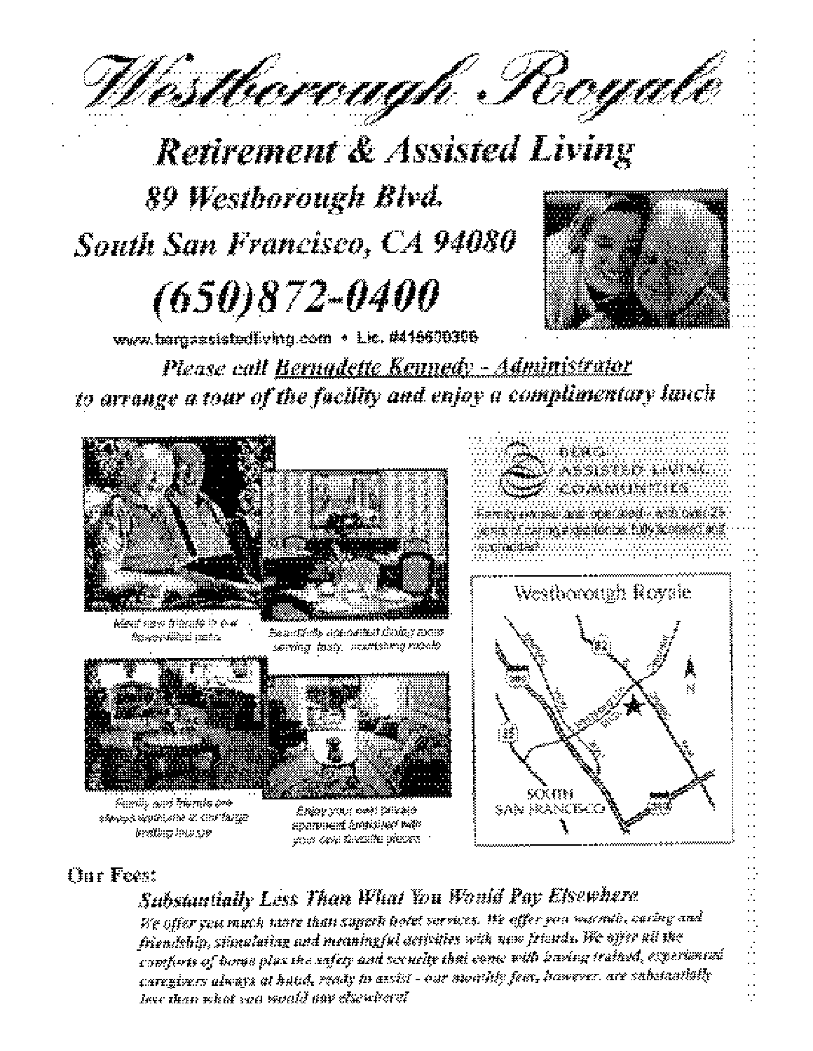# Westborough Royale

## Retirement & Assisted Living

**89 Westborough Blvd.**
**South San Francisco, CA 94080**

# (650)872-0400

www.bergassistedliving.com • Lic. #415600306

*Please call Bernadette Kennedy - Administrator to arrange a tour of the facility and enjoy a complimentary lunch*

Meet new friends in our flower-filled patio

Beautifully appointed dining room serving tasty, nourishing meals

Family and friends are always welcome in our large inviting lounge

Enjoy your own private apartment furnished with your own favorite pieces

BERG ASSISTED LIVING COMMUNITIES

Family owned and operated - with over 25 years of caring experience, fully licensed and accredited

Westborough Royale

SOUTH SAN FRANCISCO

**Our Fees:**

***Substantially Less Than What You Would Pay Elsewhere***

*We offer you much more than superb hotel services. We offer you warmth, caring and friendship, stimulating and meaningful activities with new friends. We offer all the comforts of home plus the safety and security that come with having trained, experienced caregivers always at hand, ready to assist - our monthly fees, however, are substantially less than what you would pay elsewhere!*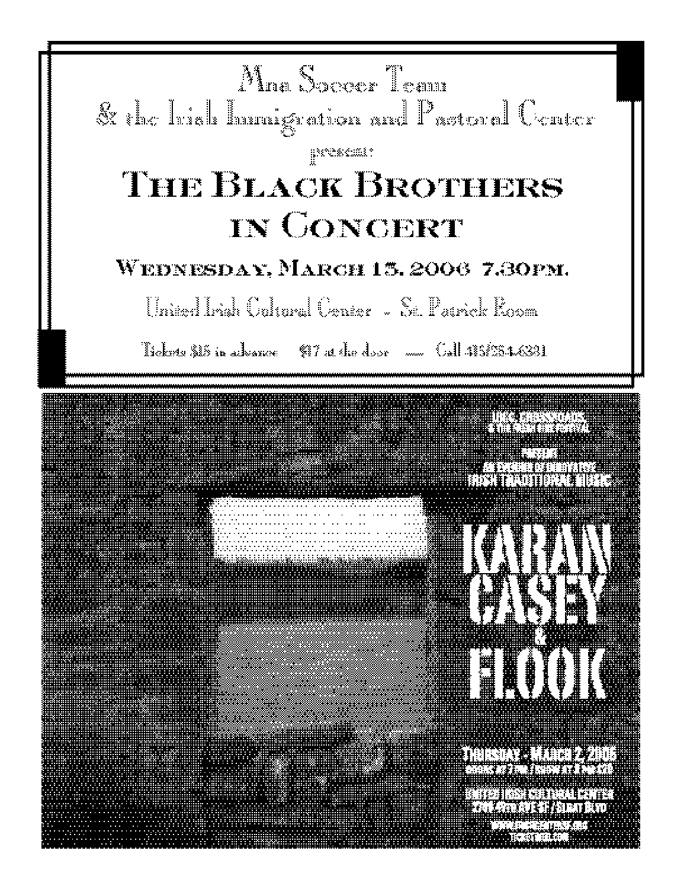Mna Soccer Team
& the Irish Immigration and Pastoral Center

presents:

# The Black Brothers in Concert

## Wednesday, March 15. 2006 7.30pm.

United Irish Cultural Center - St. Patrick Room

Tickets $15 in advance $17 at the door — Call 415/564.6891

UICC CROSSROADS
& THE FRESH AIRE FESTIVAL

PRESENT
AN EVENING OF INNOVATIVE
IRISH TRADITIONAL MUSIC

# KARAN CASEY & FLOOK

THURSDAY - MARCH 2 2006
DOORS AT 7 PM / SHOW AT 8 PM $20

UNITED IRISH CULTURAL CENTER
2700 45TH AVE ST / SLOAT BLVD

WWW.FRESHAIRESF.ORG
TICKETWEB.COM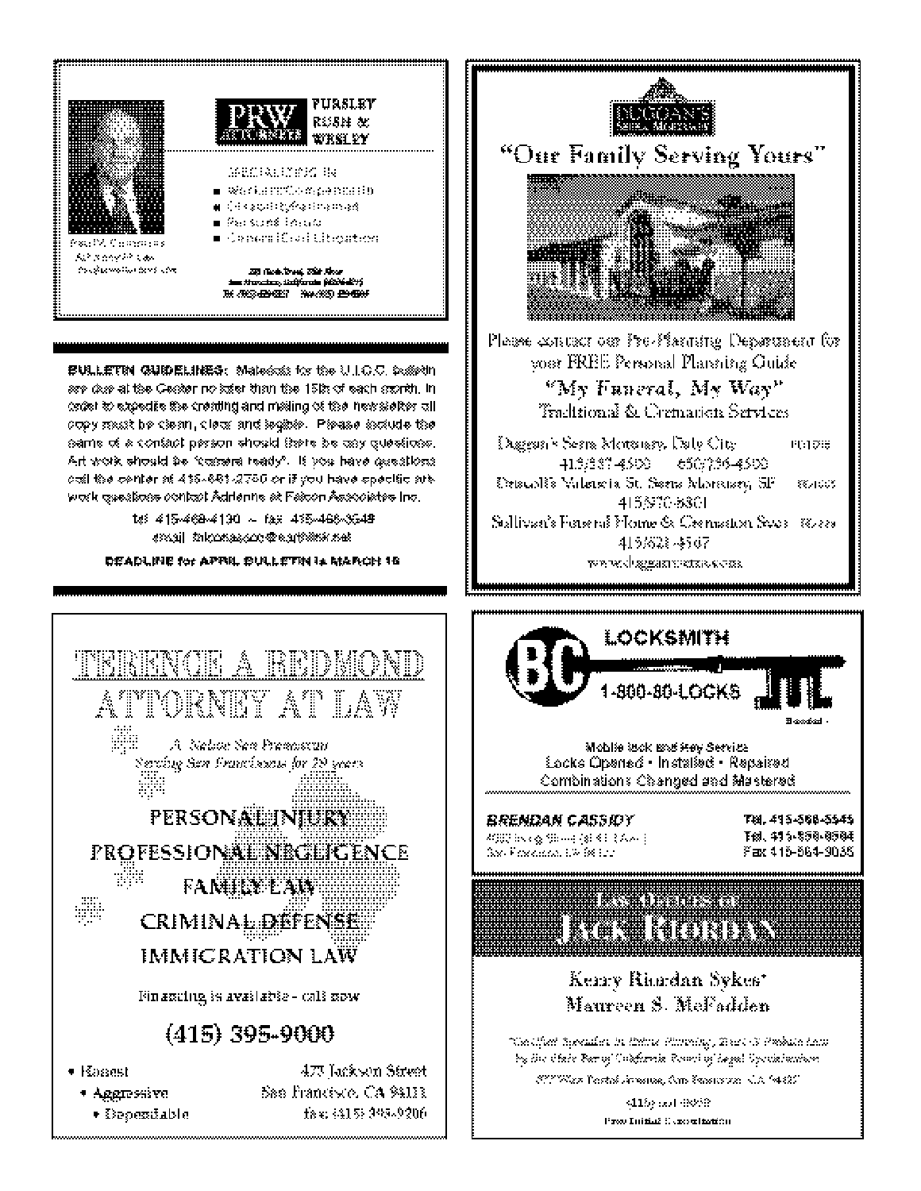**PRW ATTORNEYS**

**PURSLEY RUSH & WESLEY**

SPECIALIZING IN

- Workers' Compensation
- Disability/Retirement
- Personal Injury
- General Civil Litigation

Paul M. Commons
Attorney At Law

---

**BULLETIN GUIDELINES:** Materials for the U.I.C.C. bulletin are due at the Center no later than the 15th of each month. In order to expedite the creating and mailing of the newsletter all copy must be clean, clear and legible. Please include the name of a contact person should there be any questions. Art work should be "camera ready". If you have questions call the center at 415-661-2700 or if you have specific art work questions contact Adrienne at Falcon Associates Inc.

tel 415-468-4130 ~ fax 415-468-3548
email falconassoc@earthlink.net

**DEADLINE for APRIL BULLETIN is MARCH 15**

---

**DUGGAN'S SERRA MORTUARY**

## "Our Family Serving Yours"

Please contact our Pre-Planning Department for your FREE Personal Planning Guide

*"My Funeral, My Way"*

Traditional & Cremation Services

Duggan's Serra Mortuary, Daly City
415/587-4500 650/756-4500
Driscoll's Valencia St. Serra Mortuary, SF
415/970-8801
Sullivan's Funeral Home & Cremation Svcs
415/621-4567
www.dugganserra.com

---

# TERENCE A REDMOND
# ATTORNEY AT LAW

*A Native San Franciscan*
*Serving San Franciscans for 29 years*

PERSONAL INJURY
PROFESSIONAL NEGLIGENCE
FAMILY LAW
CRIMINAL DEFENSE
IMMIGRATION LAW

Financing is available - call now

## (415) 395-9000

- Honest
- Aggressive
- Dependable

473 Jackson Street
San Francisco, CA 94111
fax: (415) 395-9206

---

**BC LOCKSMITH**

1-800-80-LOCKS

Bonded

Mobile lock and key Service
Locks Opened • Installed • Repaired
Combinations Changed and Mastered

**BRENDAN CASSIDY**
San Francisco, CA

Tel. 415-566-5545
Tel. 415-859-8584
Fax 415-564-9036

---

LAW OFFICES OF

# JACK RIORDAN

Kerry Riordan Sykes*
Maureen S. McFadden

*Certified Specialist in Estate Planning, Trust & Probate Law by the State Bar of California Board of Legal Specialization

San Francisco, CA

Free Initial Consultation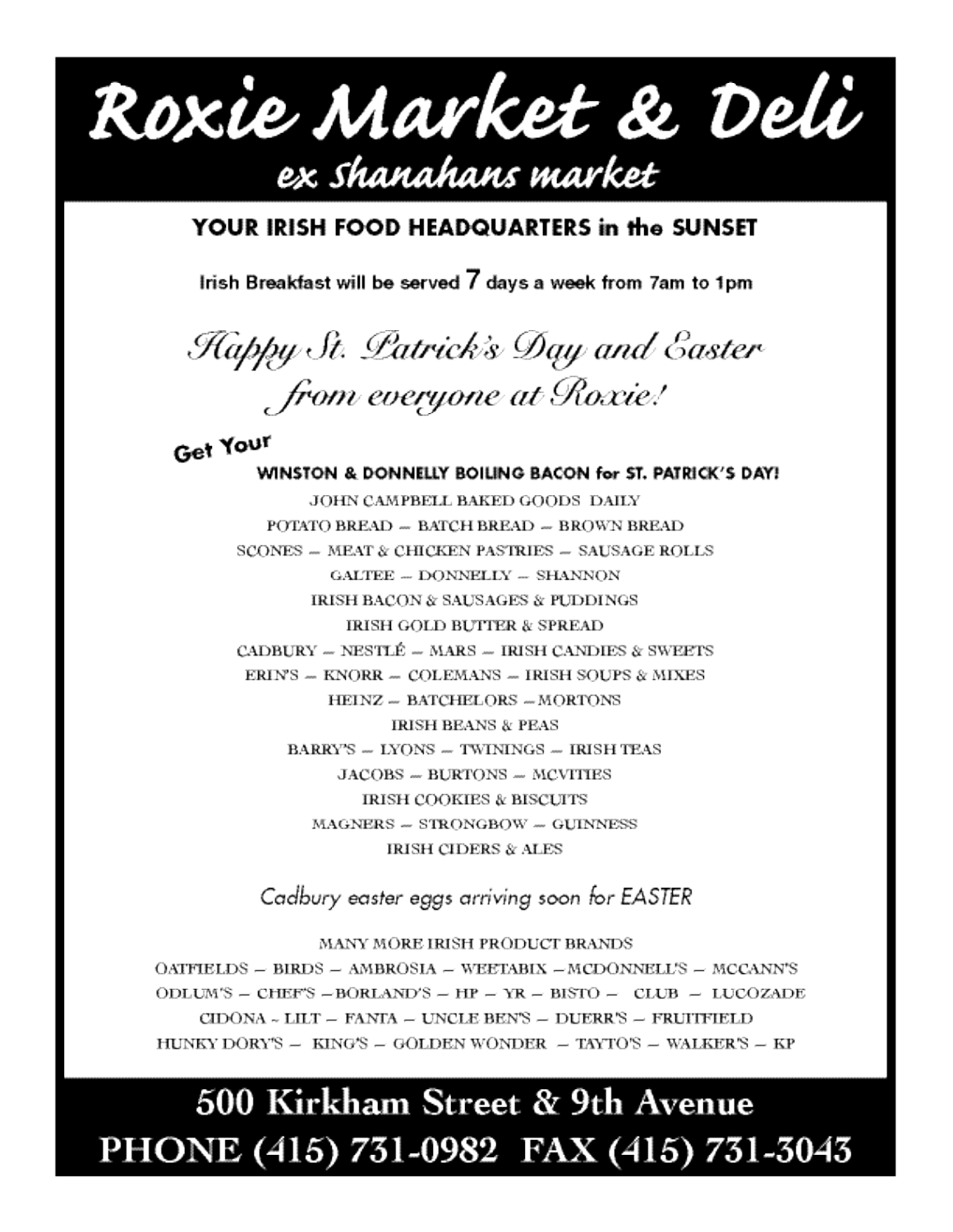# Roxie Market & Deli

## ex Shanahans market

**YOUR IRISH FOOD HEADQUARTERS in the SUNSET**

Irish Breakfast will be served 7 days a week from 7am to 1pm

*Happy St. Patrick's Day and Easter from everyone at Roxie!*

Get Your

**WINSTON & DONNELLY BOILING BACON for ST. PATRICK'S DAY!**

JOHN CAMPBELL BAKED GOODS DAILY

POTATO BREAD – BATCH BREAD – BROWN BREAD

SCONES – MEAT & CHICKEN PASTRIES – SAUSAGE ROLLS

GALTEE – DONNELLY – SHANNON

IRISH BACON & SAUSAGES & PUDDINGS

IRISH GOLD BUTTER & SPREAD

CADBURY – NESTLÉ – MARS – IRISH CANDIES & SWEETS

ERIN'S – KNORR – COLEMANS – IRISH SOUPS & MIXES

HEINZ – BATCHELORS – MORTONS

IRISH BEANS & PEAS

BARRY'S – LYONS – TWININGS – IRISH TEAS

JACOBS – BURTONS – MCVITIES

IRISH COOKIES & BISCUITS

MAGNERS – STRONGBOW – GUINNESS

IRISH CIDERS & ALES

*Cadbury easter eggs arriving soon for EASTER*

MANY MORE IRISH PRODUCT BRANDS

OATFIELDS – BIRDS – AMBROSIA – WEETABIX – MCDONNELL'S – MCCANN'S

ODLUM'S – CHEF'S – BORLAND'S – HP – YR – BISTO – CLUB – LUCOZADE

CIDONA – LILT – FANTA – UNCLE BEN'S – DUERR'S – FRUITFIELD

HUNKY DORY'S – KING'S – GOLDEN WONDER – TAYTO'S – WALKER'S – KP

**500 Kirkham Street & 9th Avenue**

**PHONE (415) 731-0982 FAX (415) 731-3043**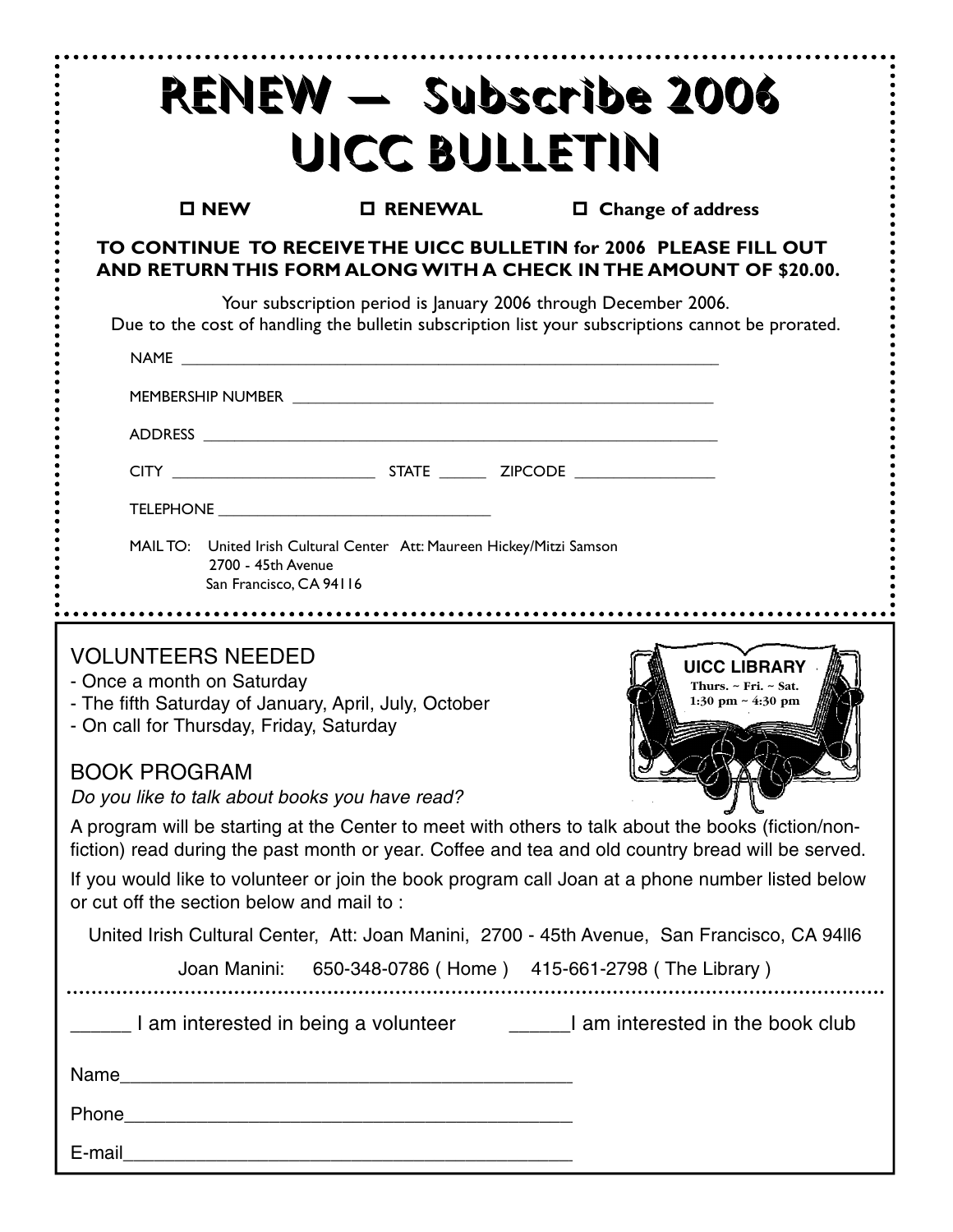# RENEW — Subscribe 2006 UICC BULLETIN

☐ **NEW** ☐ **RENEWAL** ☐ **Change of address**

**TO CONTINUE TO RECEIVE THE UICC BULLETIN for 2006 PLEASE FILL OUT AND RETURN THIS FORM ALONG WITH A CHECK IN THE AMOUNT OF $20.00.**

Your subscription period is January 2006 through December 2006.
Due to the cost of handling the bulletin subscription list your subscriptions cannot be prorated.

NAME ___________________________________________________________

MEMBERSHIP NUMBER _______________________________________________

ADDRESS ________________________________________________________

CITY _______________________ STATE ______ ZIPCODE ________________

TELEPHONE _______________________________

MAIL TO: United Irish Cultural Center Att: Maureen Hickey/Mitzi Samson
2700 - 45th Avenue
San Francisco, CA 94116

---

**UICC LIBRARY**
Thurs. ~ Fri. ~ Sat.
1:30 pm ~ 4:30 pm

## VOLUNTEERS NEEDED

- Once a month on Saturday
- The fifth Saturday of January, April, July, October
- On call for Thursday, Friday, Saturday

## BOOK PROGRAM

*Do you like to talk about books you have read?*

A program will be starting at the Center to meet with others to talk about the books (fiction/non-fiction) read during the past month or year. Coffee and tea and old country bread will be served.

If you would like to volunteer or join the book program call Joan at a phone number listed below or cut off the section below and mail to :

United Irish Cultural Center, Att: Joan Manini, 2700 - 45th Avenue, San Francisco, CA 94ll6

Joan Manini: 650-348-0786 ( Home ) 415-661-2798 ( The Library )

---

_____ I am interested in being a volunteer _____I am interested in the book club

Name___________________________________________

Phone__________________________________________

E-mail_________________________________________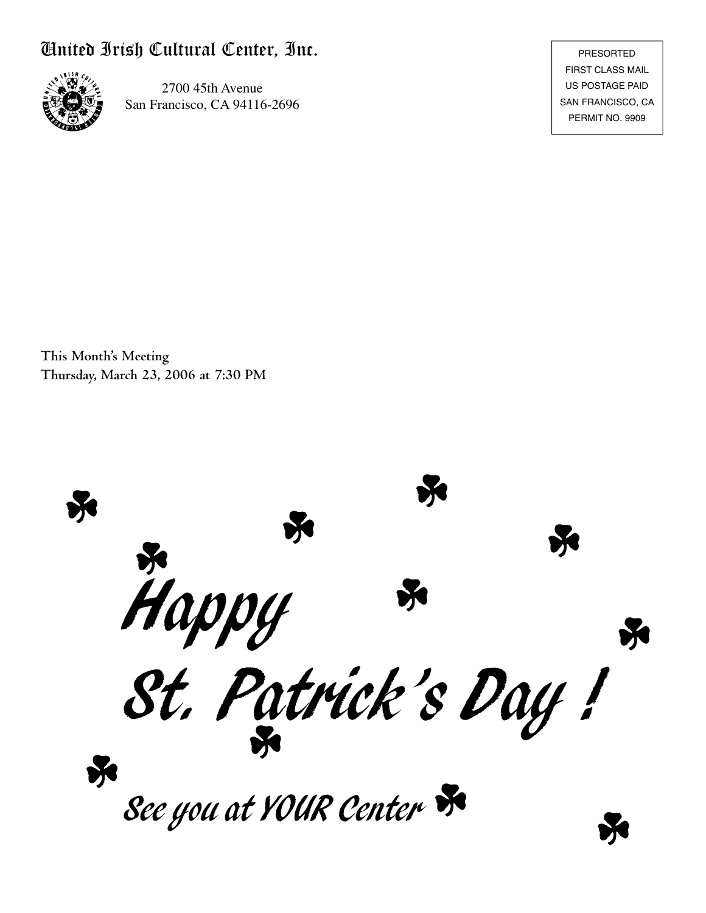United Irish Cultural Center, Inc.

2700 45th Avenue
San Francisco, CA 94116-2696

PRESORTED
FIRST CLASS MAIL
US POSTAGE PAID
SAN FRANCISCO, CA
PERMIT NO. 9909

**This Month's Meeting**
**Thursday, March 23, 2006 at 7:30 PM**

*Happy*
*St. Patrick's Day !*

*See you at YOUR Center*